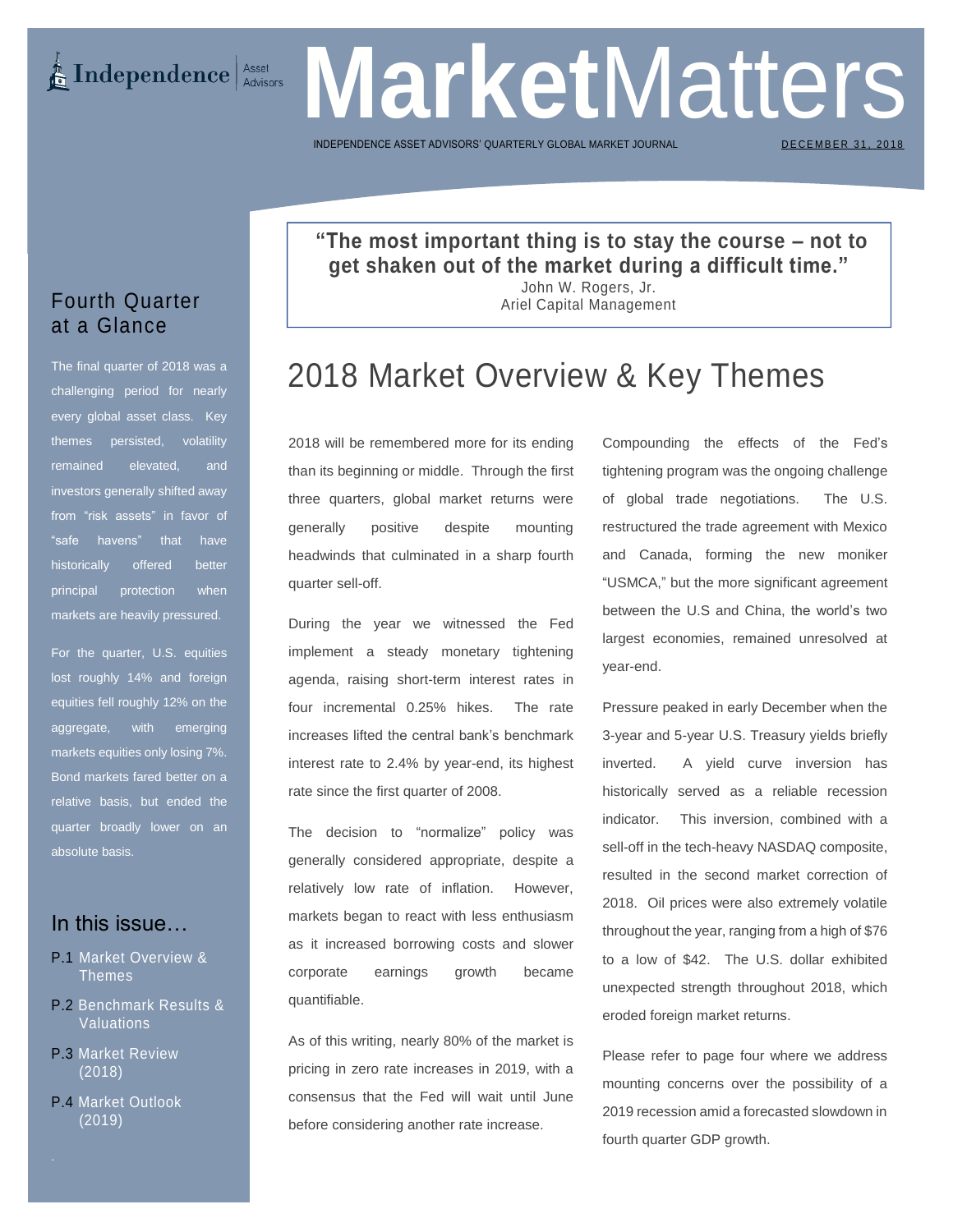# MarketMatters

INDEPENDENCE ASSET ADVISORS' QUARTERLY GLOBAL MARKET JOURNAL

DECEMBER 31, 2018

## Fourth Quarter at a Glance

The final quarter of 2018 was a challenging period for nearly every global asset class. Key themes persisted, volatility remained elevated, and investors generally shifted away from "risk assets" in favor of "safe havens" that have historically offered better principal protection when markets are heavily pressured.

For the quarter, U.S. equities lost roughly 14% and foreign equities fell roughly 12% on the aggregate, with emerging markets equities only losing 7%. Bond markets fared better on a relative basis, but ended the quarter broadly lower on an absolute basis.

## In this issue…

- P.1 Market Overview & Themes
- P.2 Benchmark Results & Valuations
- P.3 Market Review (2018)
- P.4 Market Outlook (2019)

> **"The most important thing is to stay the course – not to get shaken out of the market during a difficult time."**
>
> John W. Rogers, Jr.
> Ariel Capital Management

# 2018 Market Overview & Key Themes

2018 will be remembered more for its ending than its beginning or middle. Through the first three quarters, global market returns were generally positive despite mounting headwinds that culminated in a sharp fourth quarter sell-off.

During the year we witnessed the Fed implement a steady monetary tightening agenda, raising short-term interest rates in four incremental 0.25% hikes. The rate increases lifted the central bank's benchmark interest rate to 2.4% by year-end, its highest rate since the first quarter of 2008.

The decision to "normalize" policy was generally considered appropriate, despite a relatively low rate of inflation. However, markets began to react with less enthusiasm as it increased borrowing costs and slower corporate earnings growth became quantifiable.

As of this writing, nearly 80% of the market is pricing in zero rate increases in 2019, with a consensus that the Fed will wait until June before considering another rate increase.

Compounding the effects of the Fed's tightening program was the ongoing challenge of global trade negotiations. The U.S. restructured the trade agreement with Mexico and Canada, forming the new moniker "USMCA," but the more significant agreement between the U.S and China, the world's two largest economies, remained unresolved at year-end.

Pressure peaked in early December when the 3-year and 5-year U.S. Treasury yields briefly inverted. A yield curve inversion has historically served as a reliable recession indicator. This inversion, combined with a sell-off in the tech-heavy NASDAQ composite, resulted in the second market correction of 2018. Oil prices were also extremely volatile throughout the year, ranging from a high of $76 to a low of $42. The U.S. dollar exhibited unexpected strength throughout 2018, which eroded foreign market returns.

Please refer to page four where we address mounting concerns over the possibility of a 2019 recession amid a forecasted slowdown in fourth quarter GDP growth.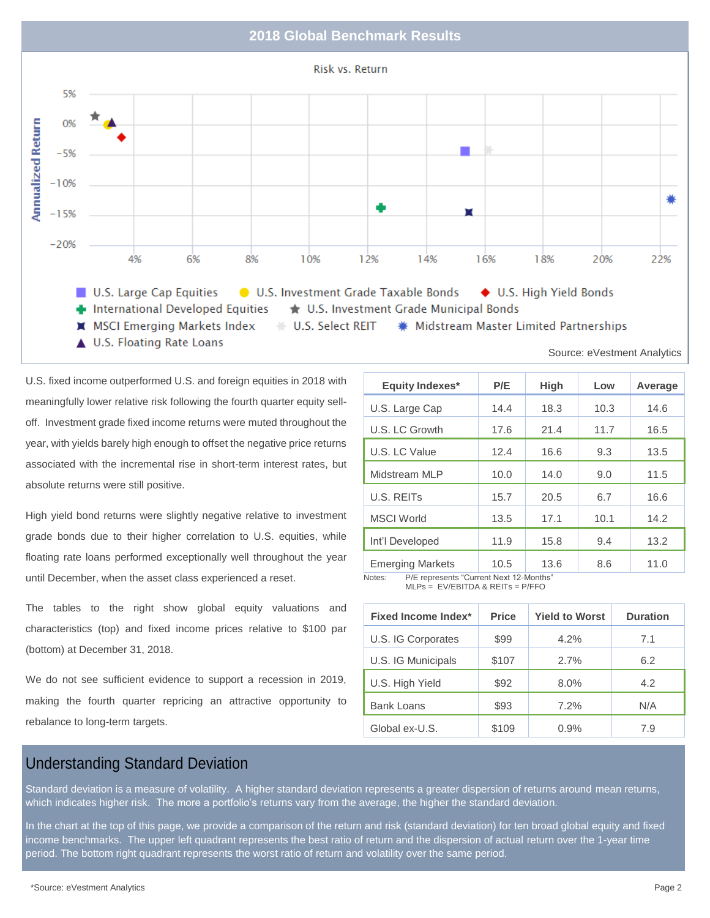## 2018 Global Benchmark Results

Risk vs. Return

Annualized Return

U.S. Large Cap Equities · U.S. Investment Grade Taxable Bonds · U.S. High Yield Bonds · International Developed Equities · U.S. Investment Grade Municipal Bonds · MSCI Emerging Markets Index · U.S. Select REIT · Midstream Master Limited Partnerships · U.S. Floating Rate Loans

Source: eVestment Analytics

U.S. fixed income outperformed U.S. and foreign equities in 2018 with meaningfully lower relative risk following the fourth quarter equity sell-off. Investment grade fixed income returns were muted throughout the year, with yields barely high enough to offset the negative price returns associated with the incremental rise in short-term interest rates, but absolute returns were still positive.

High yield bond returns were slightly negative relative to investment grade bonds due to their higher correlation to U.S. equities, while floating rate loans performed exceptionally well throughout the year until December, when the asset class experienced a reset.

The tables to the right show global equity valuations and characteristics (top) and fixed income prices relative to $100 par (bottom) at December 31, 2018.

We do not see sufficient evidence to support a recession in 2019, making the fourth quarter repricing an attractive opportunity to rebalance to long-term targets.

| Equity Indexes* | P/E | High | Low | Average |
|---|---|---|---|---|
| U.S. Large Cap | 14.4 | 18.3 | 10.3 | 14.6 |
| U.S. LC Growth | 17.6 | 21.4 | 11.7 | 16.5 |
| U.S. LC Value | 12.4 | 16.6 | 9.3 | 13.5 |
| Midstream MLP | 10.0 | 14.0 | 9.0 | 11.5 |
| U.S. REITs | 15.7 | 20.5 | 6.7 | 16.6 |
| MSCI World | 13.5 | 17.1 | 10.1 | 14.2 |
| Int'l Developed | 11.9 | 15.8 | 9.4 | 13.2 |
| Emerging Markets | 10.5 | 13.6 | 8.6 | 11.0 |

Notes: P/E represents "Current Next 12-Months"
MLPs = EV/EBITDA & REITs = P/FFO

| Fixed Income Index* | Price | Yield to Worst | Duration |
|---|---|---|---|
| U.S. IG Corporates | $99 | 4.2% | 7.1 |
| U.S. IG Municipals | $107 | 2.7% | 6.2 |
| U.S. High Yield | $92 | 8.0% | 4.2 |
| Bank Loans | $93 | 7.2% | N/A |
| Global ex-U.S. | $109 | 0.9% | 7.9 |

## Understanding Standard Deviation

Standard deviation is a measure of volatility. A higher standard deviation represents a greater dispersion of returns around mean returns, which indicates higher risk. The more a portfolio's returns vary from the average, the higher the standard deviation.

In the chart at the top of this page, we provide a comparison of the return and risk (standard deviation) for ten broad global equity and fixed income benchmarks. The upper left quadrant represents the best ratio of return and the dispersion of actual return over the 1-year time period. The bottom right quadrant represents the worst ratio of return and volatility over the same period.

*Source: eVestment Analytics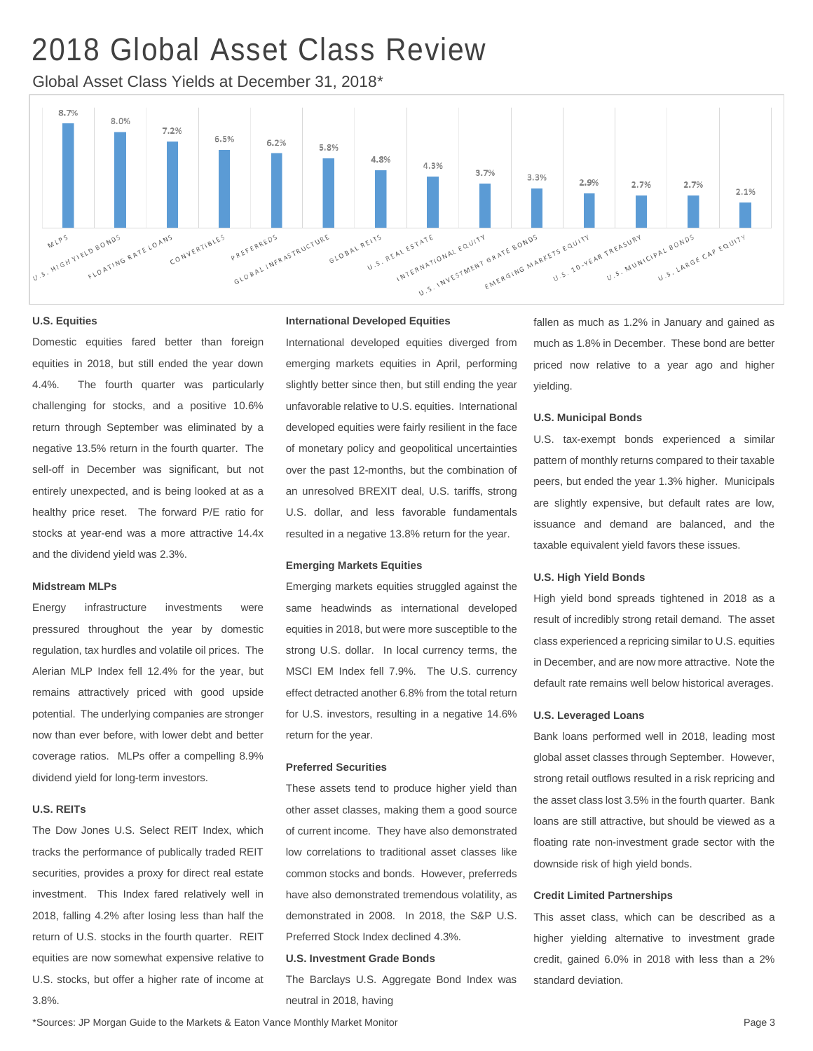# 2018 Global Asset Class Review

## Global Asset Class Yields at December 31, 2018*

| Asset Class | Yield |
|---|---|
| MLPs | 8.7% |
| U.S. High Yield Bonds | 8.0% |
| Floating Rate Loans | 7.2% |
| Convertibles | 6.5% |
| Preferreds | 6.2% |
| Global Infrastructure | 5.8% |
| Global REITs | 4.8% |
| U.S. Real Estate | 4.3% |
| International Equity | 3.7% |
| U.S. Investment Grate Bonds | 3.3% |
| Emerging Markets Equity | 2.9% |
| U.S. 10-Year Treasury | 2.7% |
| U.S. Municipal Bonds | 2.7% |
| U.S. Large Cap Equity | 2.1% |

**U.S. Equities**

Domestic equities fared better than foreign equities in 2018, but still ended the year down 4.4%. The fourth quarter was particularly challenging for stocks, and a positive 10.6% return through September was eliminated by a negative 13.5% return in the fourth quarter. The sell-off in December was significant, but not entirely unexpected, and is being looked at as a healthy price reset. The forward P/E ratio for stocks at year-end was a more attractive 14.4x and the dividend yield was 2.3%.

**Midstream MLPs**

Energy infrastructure investments were pressured throughout the year by domestic regulation, tax hurdles and volatile oil prices. The Alerian MLP Index fell 12.4% for the year, but remains attractively priced with good upside potential. The underlying companies are stronger now than ever before, with lower debt and better coverage ratios. MLPs offer a compelling 8.9% dividend yield for long-term investors.

**U.S. REITs**

The Dow Jones U.S. Select REIT Index, which tracks the performance of publically traded REIT securities, provides a proxy for direct real estate investment. This Index fared relatively well in 2018, falling 4.2% after losing less than half the return of U.S. stocks in the fourth quarter. REIT equities are now somewhat expensive relative to U.S. stocks, but offer a higher rate of income at 3.8%.

**International Developed Equities**

International developed equities diverged from emerging markets equities in April, performing slightly better since then, but still ending the year unfavorable relative to U.S. equities. International developed equities were fairly resilient in the face of monetary policy and geopolitical uncertainties over the past 12-months, but the combination of an unresolved BREXIT deal, U.S. tariffs, strong U.S. dollar, and less favorable fundamentals resulted in a negative 13.8% return for the year.

**Emerging Markets Equities**

Emerging markets equities struggled against the same headwinds as international developed equities in 2018, but were more susceptible to the strong U.S. dollar. In local currency terms, the MSCI EM Index fell 7.9%. The U.S. currency effect detracted another 6.8% from the total return for U.S. investors, resulting in a negative 14.6% return for the year.

**Preferred Securities**

These assets tend to produce higher yield than other asset classes, making them a good source of current income. They have also demonstrated low correlations to traditional asset classes like common stocks and bonds. However, preferreds have also demonstrated tremendous volatility, as demonstrated in 2008. In 2018, the S&P U.S. Preferred Stock Index declined 4.3%.

**U.S. Investment Grade Bonds**

The Barclays U.S. Aggregate Bond Index was neutral in 2018, having fallen as much as 1.2% in January and gained as much as 1.8% in December. These bond are better priced now relative to a year ago and higher yielding.

**U.S. Municipal Bonds**

U.S. tax-exempt bonds experienced a similar pattern of monthly returns compared to their taxable peers, but ended the year 1.3% higher. Municipals are slightly expensive, but default rates are low, issuance and demand are balanced, and the taxable equivalent yield favors these issues.

**U.S. High Yield Bonds**

High yield bond spreads tightened in 2018 as a result of incredibly strong retail demand. The asset class experienced a repricing similar to U.S. equities in December, and are now more attractive. Note the default rate remains well below historical averages.

**U.S. Leveraged Loans**

Bank loans performed well in 2018, leading most global asset classes through September. However, strong retail outflows resulted in a risk repricing and the asset class lost 3.5% in the fourth quarter. Bank loans are still attractive, but should be viewed as a floating rate non-investment grade sector with the downside risk of high yield bonds.

**Credit Limited Partnerships**

This asset class, which can be described as a higher yielding alternative to investment grade credit, gained 6.0% in 2018 with less than a 2% standard deviation.

*Sources: JP Morgan Guide to the Markets & Eaton Vance Monthly Market Monitor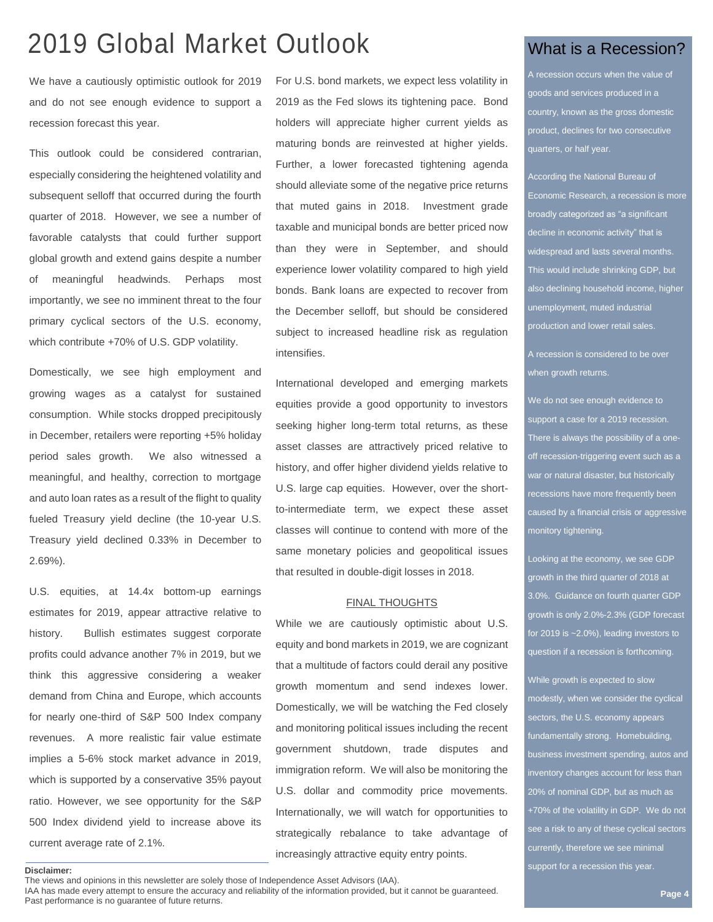# 2019 Global Market Outlook

We have a cautiously optimistic outlook for 2019 and do not see enough evidence to support a recession forecast this year.

This outlook could be considered contrarian, especially considering the heightened volatility and subsequent selloff that occurred during the fourth quarter of 2018. However, we see a number of favorable catalysts that could further support global growth and extend gains despite a number of meaningful headwinds. Perhaps most importantly, we see no imminent threat to the four primary cyclical sectors of the U.S. economy, which contribute +70% of U.S. GDP volatility.

Domestically, we see high employment and growing wages as a catalyst for sustained consumption. While stocks dropped precipitously in December, retailers were reporting +5% holiday period sales growth. We also witnessed a meaningful, and healthy, correction to mortgage and auto loan rates as a result of the flight to quality fueled Treasury yield decline (the 10-year U.S. Treasury yield declined 0.33% in December to 2.69%).

U.S. equities, at 14.4x bottom-up earnings estimates for 2019, appear attractive relative to history. Bullish estimates suggest corporate profits could advance another 7% in 2019, but we think this aggressive considering a weaker demand from China and Europe, which accounts for nearly one-third of S&P 500 Index company revenues. A more realistic fair value estimate implies a 5-6% stock market advance in 2019, which is supported by a conservative 35% payout ratio. However, we see opportunity for the S&P 500 Index dividend yield to increase above its current average rate of 2.1%.

For U.S. bond markets, we expect less volatility in 2019 as the Fed slows its tightening pace. Bond holders will appreciate higher current yields as maturing bonds are reinvested at higher yields. Further, a lower forecasted tightening agenda should alleviate some of the negative price returns that muted gains in 2018. Investment grade taxable and municipal bonds are better priced now than they were in September, and should experience lower volatility compared to high yield bonds. Bank loans are expected to recover from the December selloff, but should be considered subject to increased headline risk as regulation intensifies.

International developed and emerging markets equities provide a good opportunity to investors seeking higher long-term total returns, as these asset classes are attractively priced relative to history, and offer higher dividend yields relative to U.S. large cap equities. However, over the short-to-intermediate term, we expect these asset classes will continue to contend with more of the same monetary policies and geopolitical issues that resulted in double-digit losses in 2018.

## FINAL THOUGHTS

While we are cautiously optimistic about U.S. equity and bond markets in 2019, we are cognizant that a multitude of factors could derail any positive growth momentum and send indexes lower. Domestically, we will be watching the Fed closely and monitoring political issues including the recent government shutdown, trade disputes and immigration reform. We will also be monitoring the U.S. dollar and commodity price movements. Internationally, we will watch for opportunities to strategically rebalance to take advantage of increasingly attractive equity entry points.

## What is a Recession?

A recession occurs when the value of goods and services produced in a country, known as the gross domestic product, declines for two consecutive quarters, or half year.

According the National Bureau of Economic Research, a recession is more broadly categorized as "a significant decline in economic activity" that is widespread and lasts several months. This would include shrinking GDP, but also declining household income, higher unemployment, muted industrial production and lower retail sales.

A recession is considered to be over when growth returns.

We do not see enough evidence to support a case for a 2019 recession. There is always the possibility of a one-off recession-triggering event such as a war or natural disaster, but historically recessions have more frequently been caused by a financial crisis or aggressive monitory tightening.

Looking at the economy, we see GDP growth in the third quarter of 2018 at 3.0%. Guidance on fourth quarter GDP growth is only 2.0%-2.3% (GDP forecast for 2019 is ~2.0%), leading investors to question if a recession is forthcoming.

While growth is expected to slow modestly, when we consider the cyclical sectors, the U.S. economy appears fundamentally strong. Homebuilding, business investment spending, autos and inventory changes account for less than 20% of nominal GDP, but as much as +70% of the volatility in GDP. We do not see a risk to any of these cyclical sectors currently, therefore we see minimal support for a recession this year.

**Disclaimer:**
The views and opinions in this newsletter are solely those of Independence Asset Advisors (IAA).
IAA has made every attempt to ensure the accuracy and reliability of the information provided, but it cannot be guaranteed.
Past performance is no guarantee of future returns.